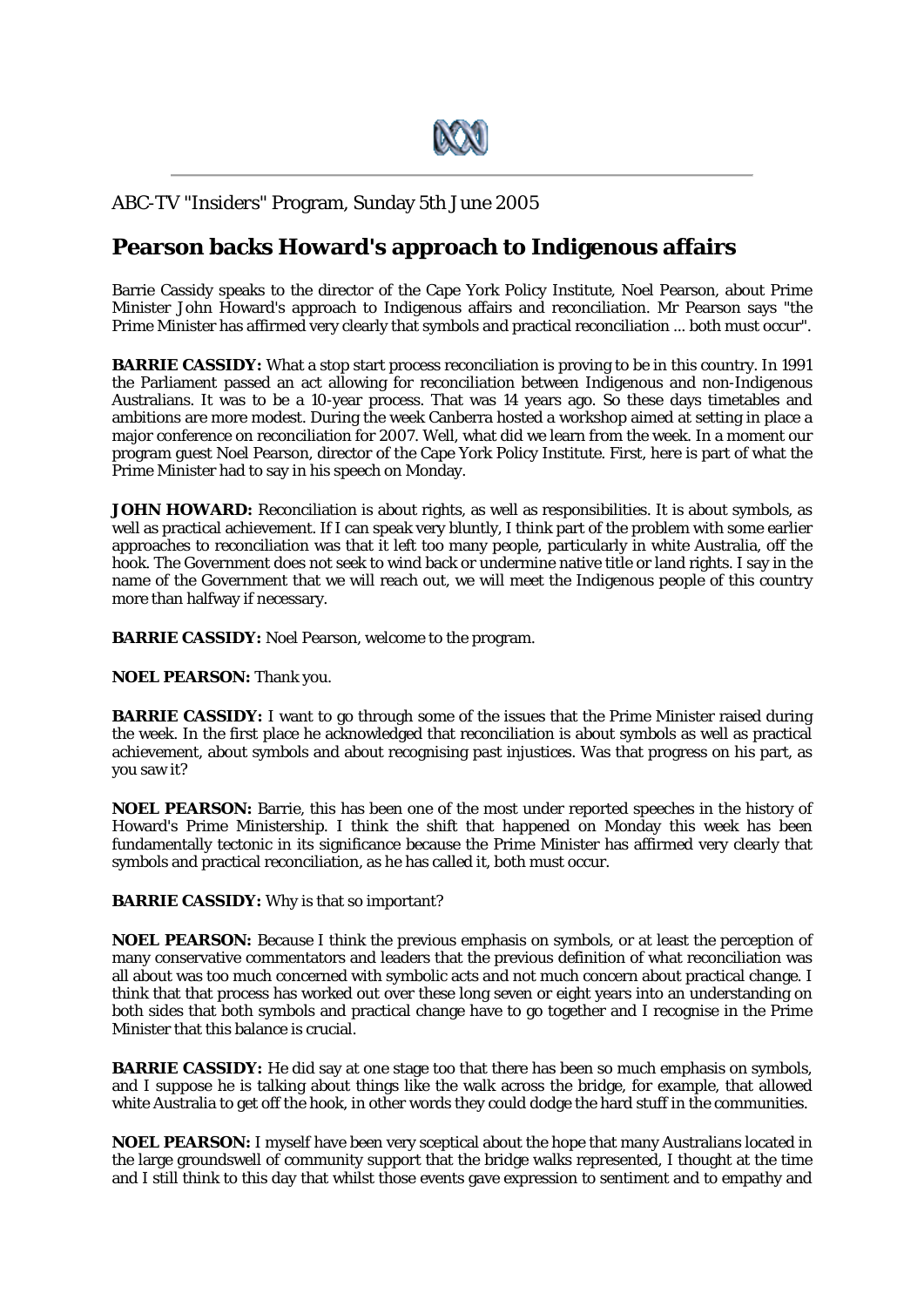ABC-TV "Insiders" Program, Sunday 5th June 2005

# Pearson backs Howard's approach to Indigenous affairs

Barrie Cassidy speaks to the director of the Cape York Policy Institute, Noel Pearson, about Prime Minister John Howard's approach to Indigenous affairs and reconciliation. Mr Pearson says "the Prime Minister has affirmed very clearly that symbols and practical reconciliation ... both must occur".

**BARRIE CASSIDY:** What a stop start process reconciliation is proving to be in this country. In 1991 the Parliament passed an act allowing for reconciliation between Indigenous and non-Indigenous Australians. It was to be a 10-year process. That was 14 years ago. So these days timetables and ambitions are more modest. During the week Canberra hosted a workshop aimed at setting in place a major conference on reconciliation for 2007. Well, what did we learn from the week. In a moment our program guest Noel Pearson, director of the Cape York Policy Institute. First, here is part of what the Prime Minister had to say in his speech on Monday.

**JOHN HOWARD:** Reconciliation is about rights, as well as responsibilities. It is about symbols, as well as practical achievement. If I can speak very bluntly, I think part of the problem with some earlier approaches to reconciliation was that it left too many people, particularly in white Australia, off the hook. The Government does not seek to wind back or undermine native title or land rights. I say in the name of the Government that we will reach out, we will meet the Indigenous people of this country more than halfway if necessary.

**BARRIE CASSIDY:** Noel Pearson, welcome to the program.

**NOEL PEARSON:** Thank you.

**BARRIE CASSIDY:** I want to go through some of the issues that the Prime Minister raised during the week. In the first place he acknowledged that reconciliation is about symbols as well as practical achievement, about symbols and about recognising past injustices. Was that progress on his part, as you saw it?

**NOEL PEARSON:** Barrie, this has been one of the most under reported speeches in the history of Howard's Prime Ministership. I think the shift that happened on Monday this week has been fundamentally tectonic in its significance because the Prime Minister has affirmed very clearly that symbols and practical reconciliation, as he has called it, both must occur.

**BARRIE CASSIDY:** Why is that so important?

**NOEL PEARSON:** Because I think the previous emphasis on symbols, or at least the perception of many conservative commentators and leaders that the previous definition of what reconciliation was all about was too much concerned with symbolic acts and not much concern about practical change. I think that that process has worked out over these long seven or eight years into an understanding on both sides that both symbols and practical change have to go together and I recognise in the Prime Minister that this balance is crucial.

**BARRIE CASSIDY:** He did say at one stage too that there has been so much emphasis on symbols, and I suppose he is talking about things like the walk across the bridge, for example, that allowed white Australia to get off the hook, in other words they could dodge the hard stuff in the communities.

**NOEL PEARSON:** I myself have been very sceptical about the hope that many Australians located in the large groundswell of community support that the bridge walks represented, I thought at the time and I still think to this day that whilst those events gave expression to sentiment and to empathy and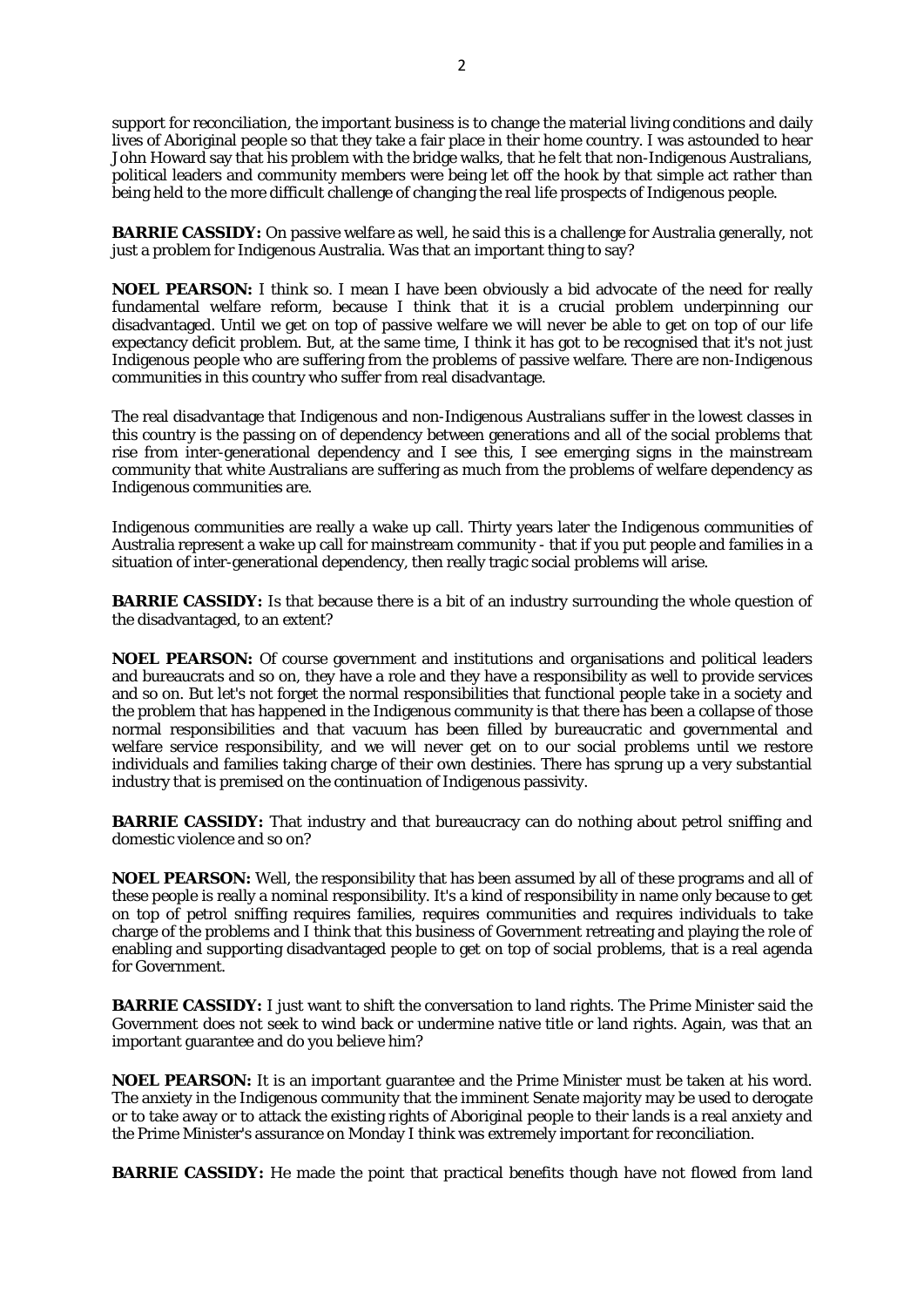support for reconciliation, the important business is to change the material living conditions and daily lives of Aboriginal people so that they take a fair place in their home country. I was astounded to hear John Howard say that his problem with the bridge walks, that he felt that non-Indigenous Australians, political leaders and community members were being let off the hook by that simple act rather than being held to the more difficult challenge of changing the real life prospects of Indigenous people.

**BARRIE CASSIDY:** On passive welfare as well, he said this is a challenge for Australia generally, not just a problem for Indigenous Australia. Was that an important thing to say?

**NOEL PEARSON:** I think so. I mean I have been obviously a bid advocate of the need for really fundamental welfare reform, because I think that it is a crucial problem underpinning our disadvantaged. Until we get on top of passive welfare we will never be able to get on top of our life expectancy deficit problem. But, at the same time, I think it has got to be recognised that it's not just Indigenous people who are suffering from the problems of passive welfare. There are non-Indigenous communities in this country who suffer from real disadvantage.

The real disadvantage that Indigenous and non-Indigenous Australians suffer in the lowest classes in this country is the passing on of dependency between generations and all of the social problems that rise from inter-generational dependency and I see this, I see emerging signs in the mainstream community that white Australians are suffering as much from the problems of welfare dependency as Indigenous communities are.

Indigenous communities are really a wake up call. Thirty years later the Indigenous communities of Australia represent a wake up call for mainstream community - that if you put people and families in a situation of inter-generational dependency, then really tragic social problems will arise.

**BARRIE CASSIDY:** Is that because there is a bit of an industry surrounding the whole question of the disadvantaged, to an extent?

**NOEL PEARSON:** Of course government and institutions and organisations and political leaders and bureaucrats and so on, they have a role and they have a responsibility as well to provide services and so on. But let's not forget the normal responsibilities that functional people take in a society and the problem that has happened in the Indigenous community is that there has been a collapse of those normal responsibilities and that vacuum has been filled by bureaucratic and governmental and welfare service responsibility, and we will never get on to our social problems until we restore individuals and families taking charge of their own destinies. There has sprung up a very substantial industry that is premised on the continuation of Indigenous passivity.

**BARRIE CASSIDY:** That industry and that bureaucracy can do nothing about petrol sniffing and domestic violence and so on?

**NOEL PEARSON:** Well, the responsibility that has been assumed by all of these programs and all of these people is really a nominal responsibility. It's a kind of responsibility in name only because to get on top of petrol sniffing requires families, requires communities and requires individuals to take charge of the problems and I think that this business of Government retreating and playing the role of enabling and supporting disadvantaged people to get on top of social problems, that is a real agenda for Government.

**BARRIE CASSIDY:** I just want to shift the conversation to land rights. The Prime Minister said the Government does not seek to wind back or undermine native title or land rights. Again, was that an important guarantee and do you believe him?

**NOEL PEARSON:** It is an important guarantee and the Prime Minister must be taken at his word. The anxiety in the Indigenous community that the imminent Senate majority may be used to derogate or to take away or to attack the existing rights of Aboriginal people to their lands is a real anxiety and the Prime Minister's assurance on Monday I think was extremely important for reconciliation.

**BARRIE CASSIDY:** He made the point that practical benefits though have not flowed from land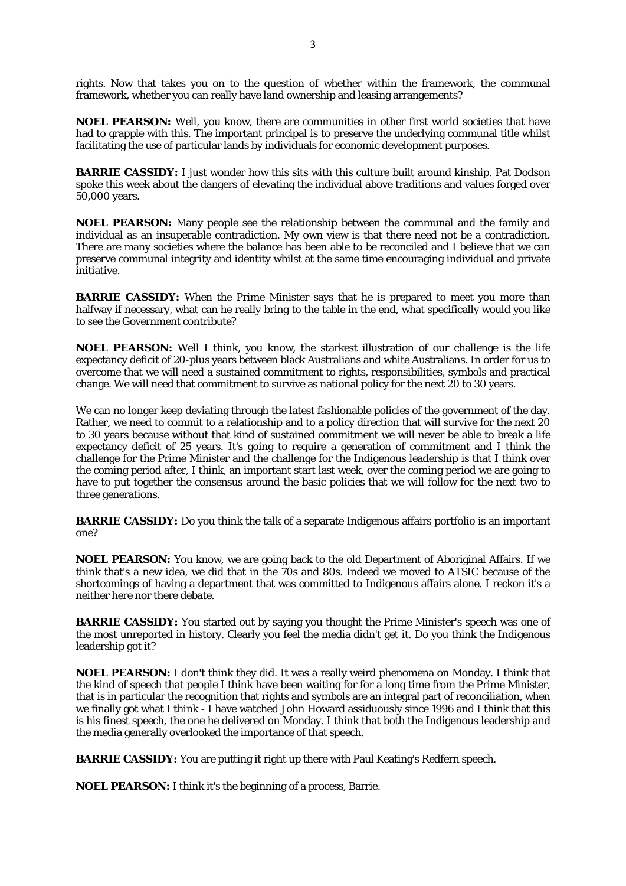rights. Now that takes you on to the question of whether within the framework, the communal framework, whether you can really have land ownership and leasing arrangements?

**NOEL PEARSON:** Well, you know, there are communities in other first world societies that have had to grapple with this. The important principal is to preserve the underlying communal title whilst facilitating the use of particular lands by individuals for economic development purposes.

**BARRIE CASSIDY:** I just wonder how this sits with this culture built around kinship. Pat Dodson spoke this week about the dangers of elevating the individual above traditions and values forged over 50,000 years.

**NOEL PEARSON:** Many people see the relationship between the communal and the family and individual as an insuperable contradiction. My own view is that there need not be a contradiction. There are many societies where the balance has been able to be reconciled and I believe that we can preserve communal integrity and identity whilst at the same time encouraging individual and private initiative.

**BARRIE CASSIDY:** When the Prime Minister says that he is prepared to meet you more than halfway if necessary, what can he really bring to the table in the end, what specifically would you like to see the Government contribute?

**NOEL PEARSON:** Well I think, you know, the starkest illustration of our challenge is the life expectancy deficit of 20-plus years between black Australians and white Australians. In order for us to overcome that we will need a sustained commitment to rights, responsibilities, symbols and practical change. We will need that commitment to survive as national policy for the next 20 to 30 years.

We can no longer keep deviating through the latest fashionable policies of the government of the day. Rather, we need to commit to a relationship and to a policy direction that will survive for the next 20 to 30 years because without that kind of sustained commitment we will never be able to break a life expectancy deficit of 25 years. It's going to require a generation of commitment and I think the challenge for the Prime Minister and the challenge for the Indigenous leadership is that I think over the coming period after, I think, an important start last week, over the coming period we are going to have to put together the consensus around the basic policies that we will follow for the next two to three generations.

**BARRIE CASSIDY:** Do you think the talk of a separate Indigenous affairs portfolio is an important one?

**NOEL PEARSON:** You know, we are going back to the old Department of Aboriginal Affairs. If we think that's a new idea, we did that in the 70s and 80s. Indeed we moved to ATSIC because of the shortcomings of having a department that was committed to Indigenous affairs alone. I reckon it's a neither here nor there debate.

**BARRIE CASSIDY:** You started out by saying you thought the Prime Minister's speech was one of the most unreported in history. Clearly you feel the media didn't get it. Do you think the Indigenous leadership got it?

**NOEL PEARSON:** I don't think they did. It was a really weird phenomena on Monday. I think that the kind of speech that people I think have been waiting for for a long time from the Prime Minister, that is in particular the recognition that rights and symbols are an integral part of reconciliation, when we finally got what I think - I have watched John Howard assiduously since 1996 and I think that this is his finest speech, the one he delivered on Monday. I think that both the Indigenous leadership and the media generally overlooked the importance of that speech.

**BARRIE CASSIDY:** You are putting it right up there with Paul Keating's Redfern speech.

**NOEL PEARSON:** I think it's the beginning of a process, Barrie.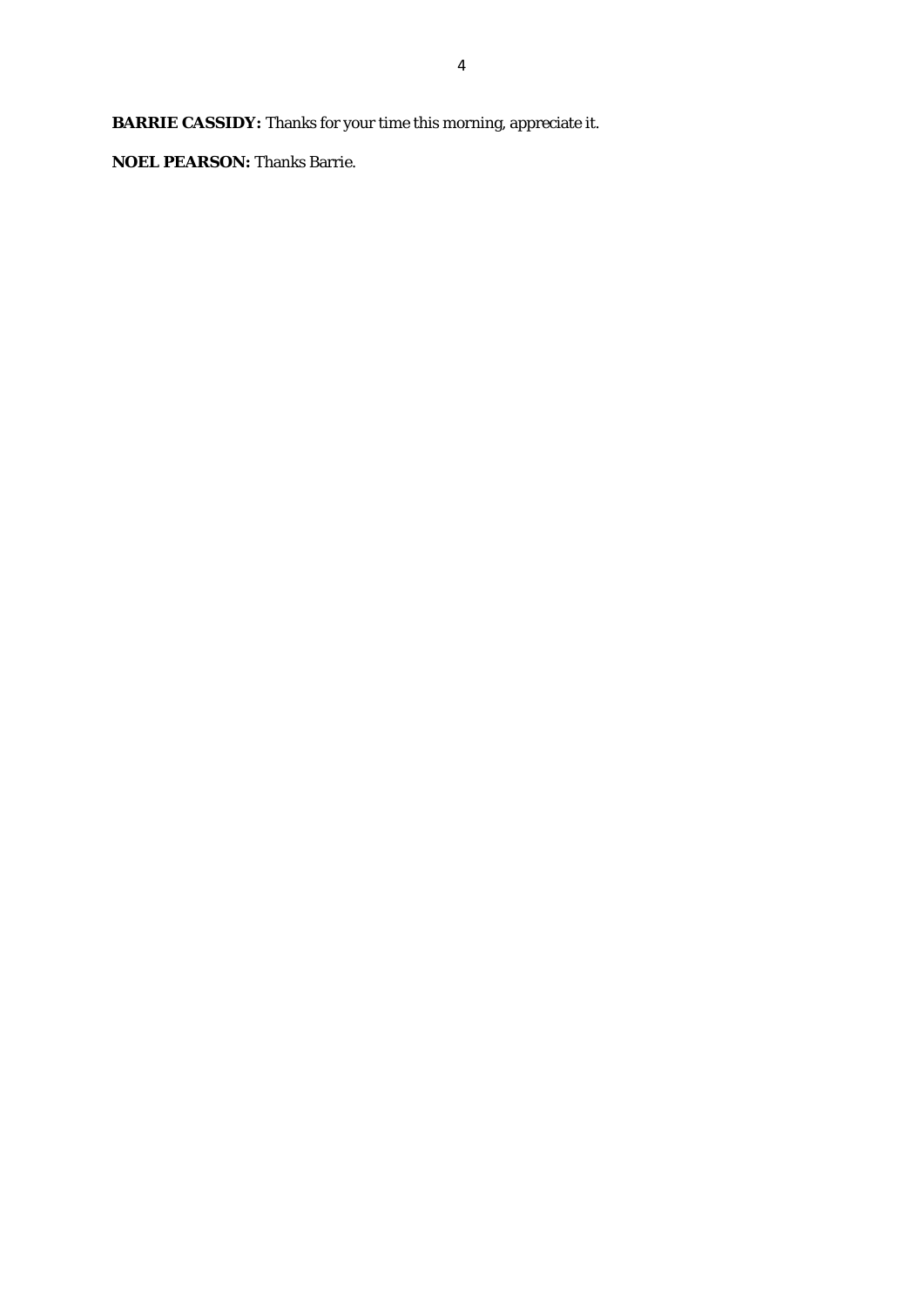**BARRIE CASSIDY:** Thanks for your time this morning, appreciate it.

**NOEL PEARSON:** Thanks Barrie.